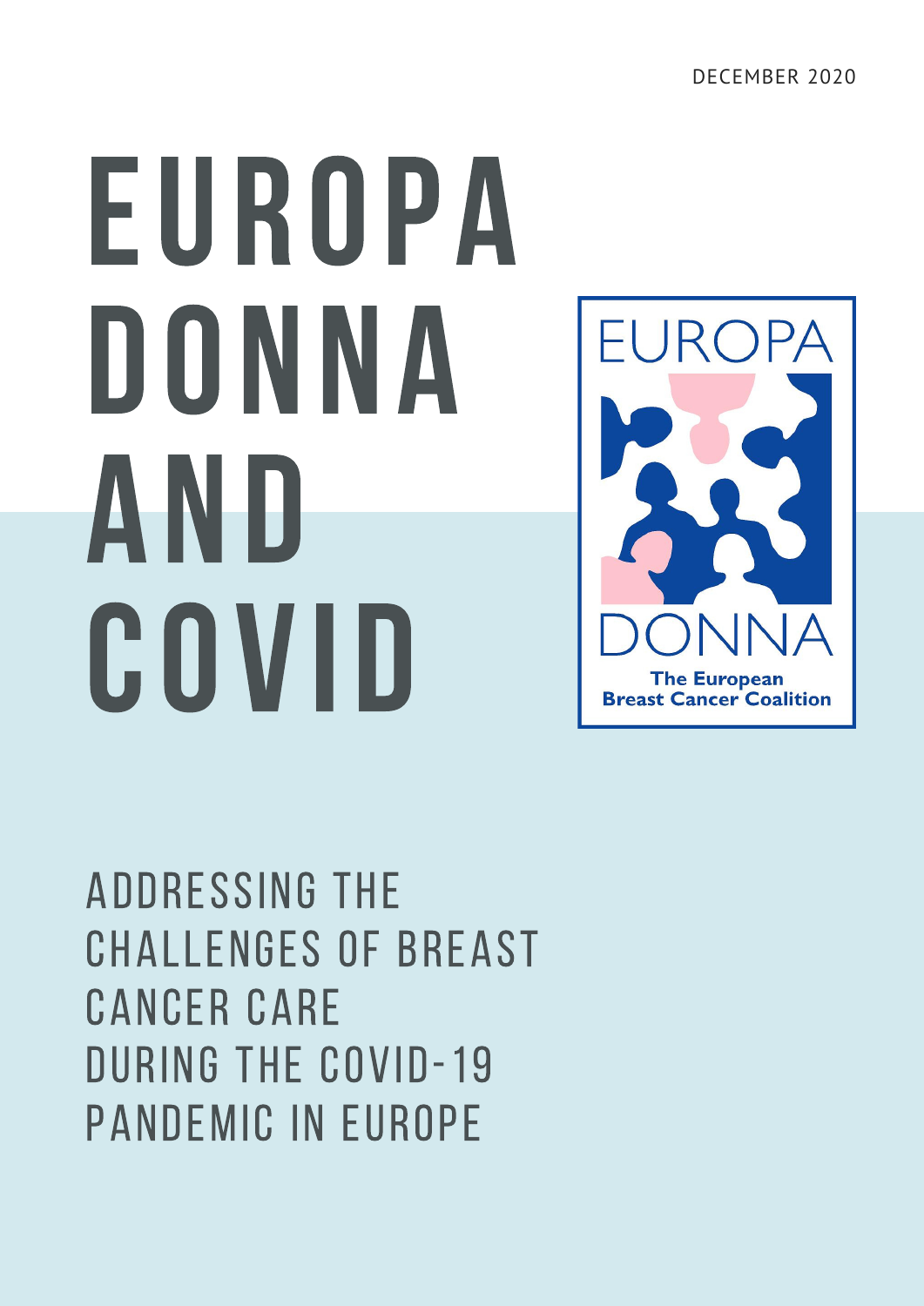DECEMBER 2020

# EUROPA DONNA AND COVID

EUROPA DONNA
The European Breast Cancer Coalition

## ADDRESSING THE CHALLENGES OF BREAST CANCER CARE DURING THE COVID-19 PANDEMIC IN EUROPE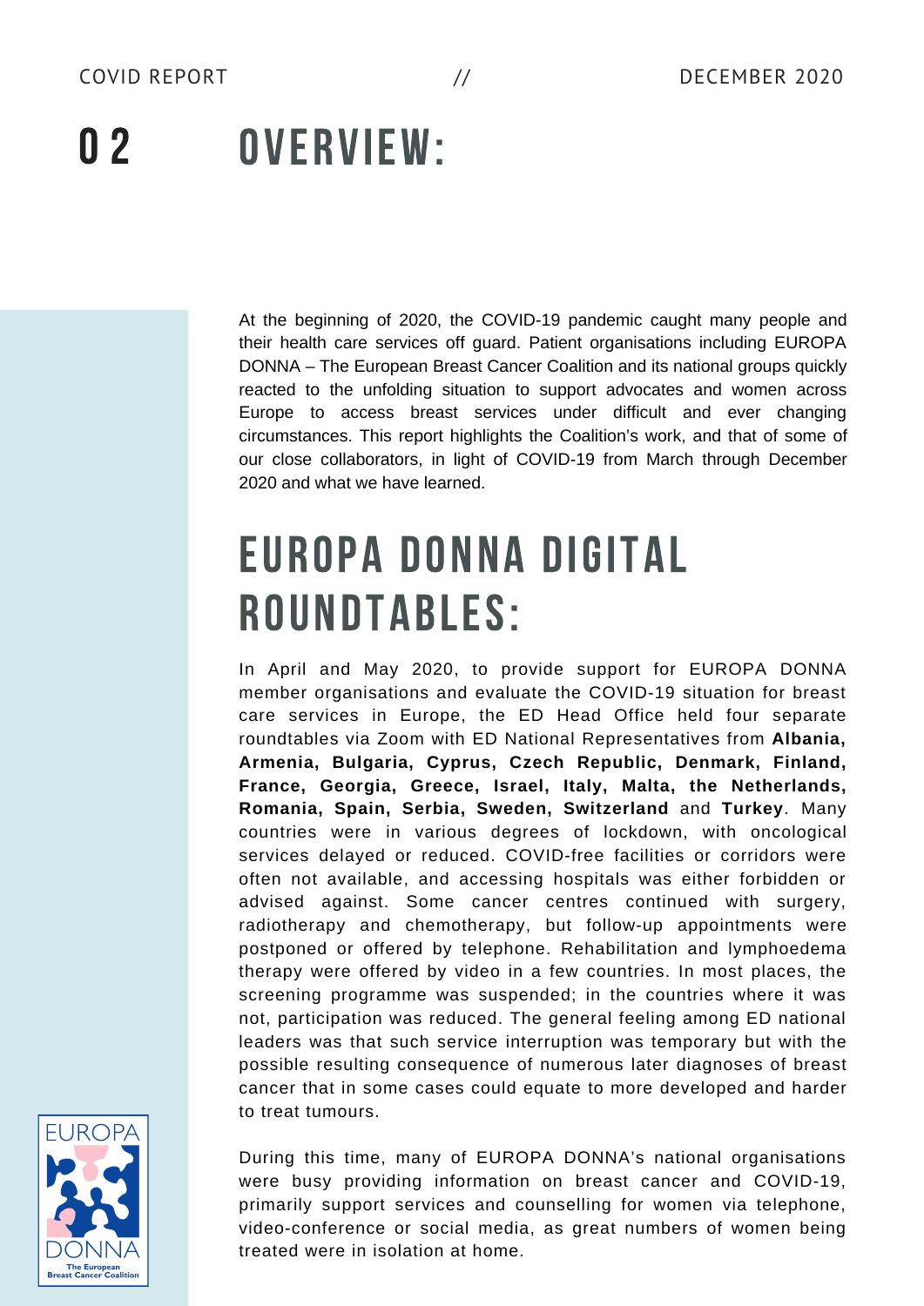# 02 OVERVIEW:

At the beginning of 2020, the COVID-19 pandemic caught many people and their health care services off guard. Patient organisations including EUROPA DONNA – The European Breast Cancer Coalition and its national groups quickly reacted to the unfolding situation to support advocates and women across Europe to access breast services under difficult and ever changing circumstances. This report highlights the Coalition's work, and that of some of our close collaborators, in light of COVID-19 from March through December 2020 and what we have learned.

## EUROPA DONNA DIGITAL ROUNDTABLES:

In April and May 2020, to provide support for EUROPA DONNA member organisations and evaluate the COVID-19 situation for breast care services in Europe, the ED Head Office held four separate roundtables via Zoom with ED National Representatives from **Albania, Armenia, Bulgaria, Cyprus, Czech Republic, Denmark, Finland, France, Georgia, Greece, Israel, Italy, Malta, the Netherlands, Romania, Spain, Serbia, Sweden, Switzerland** and **Turkey**. Many countries were in various degrees of lockdown, with oncological services delayed or reduced. COVID-free facilities or corridors were often not available, and accessing hospitals was either forbidden or advised against. Some cancer centres continued with surgery, radiotherapy and chemotherapy, but follow-up appointments were postponed or offered by telephone. Rehabilitation and lymphoedema therapy were offered by video in a few countries. In most places, the screening programme was suspended; in the countries where it was not, participation was reduced. The general feeling among ED national leaders was that such service interruption was temporary but with the possible resulting consequence of numerous later diagnoses of breast cancer that in some cases could equate to more developed and harder to treat tumours.

During this time, many of EUROPA DONNA's national organisations were busy providing information on breast cancer and COVID-19, primarily support services and counselling for women via telephone, video-conference or social media, as great numbers of women being treated were in isolation at home.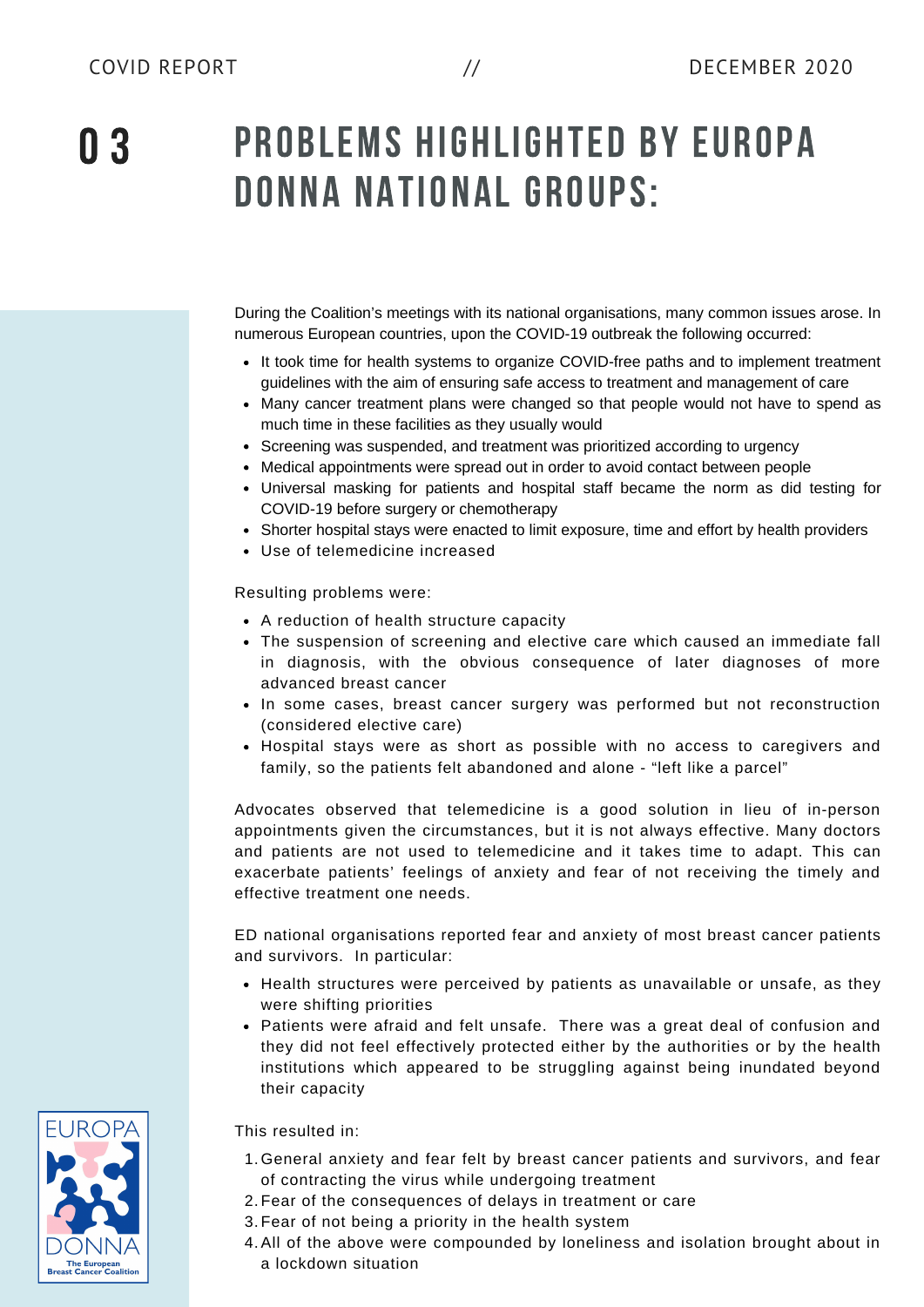# 03 PROBLEMS HIGHLIGHTED BY EUROPA DONNA NATIONAL GROUPS:

During the Coalition's meetings with its national organisations, many common issues arose. In numerous European countries, upon the COVID-19 outbreak the following occurred:

- It took time for health systems to organize COVID-free paths and to implement treatment guidelines with the aim of ensuring safe access to treatment and management of care
- Many cancer treatment plans were changed so that people would not have to spend as much time in these facilities as they usually would
- Screening was suspended, and treatment was prioritized according to urgency
- Medical appointments were spread out in order to avoid contact between people
- Universal masking for patients and hospital staff became the norm as did testing for COVID-19 before surgery or chemotherapy
- Shorter hospital stays were enacted to limit exposure, time and effort by health providers
- Use of telemedicine increased

Resulting problems were:

- A reduction of health structure capacity
- The suspension of screening and elective care which caused an immediate fall in diagnosis, with the obvious consequence of later diagnoses of more advanced breast cancer
- In some cases, breast cancer surgery was performed but not reconstruction (considered elective care)
- Hospital stays were as short as possible with no access to caregivers and family, so the patients felt abandoned and alone - "left like a parcel"

Advocates observed that telemedicine is a good solution in lieu of in-person appointments given the circumstances, but it is not always effective. Many doctors and patients are not used to telemedicine and it takes time to adapt. This can exacerbate patients' feelings of anxiety and fear of not receiving the timely and effective treatment one needs.

ED national organisations reported fear and anxiety of most breast cancer patients and survivors. In particular:

- Health structures were perceived by patients as unavailable or unsafe, as they were shifting priorities
- Patients were afraid and felt unsafe. There was a great deal of confusion and they did not feel effectively protected either by the authorities or by the health institutions which appeared to be struggling against being inundated beyond their capacity

This resulted in:

1. General anxiety and fear felt by breast cancer patients and survivors, and fear of contracting the virus while undergoing treatment
2. Fear of the consequences of delays in treatment or care
3. Fear of not being a priority in the health system
4. All of the above were compounded by loneliness and isolation brought about in a lockdown situation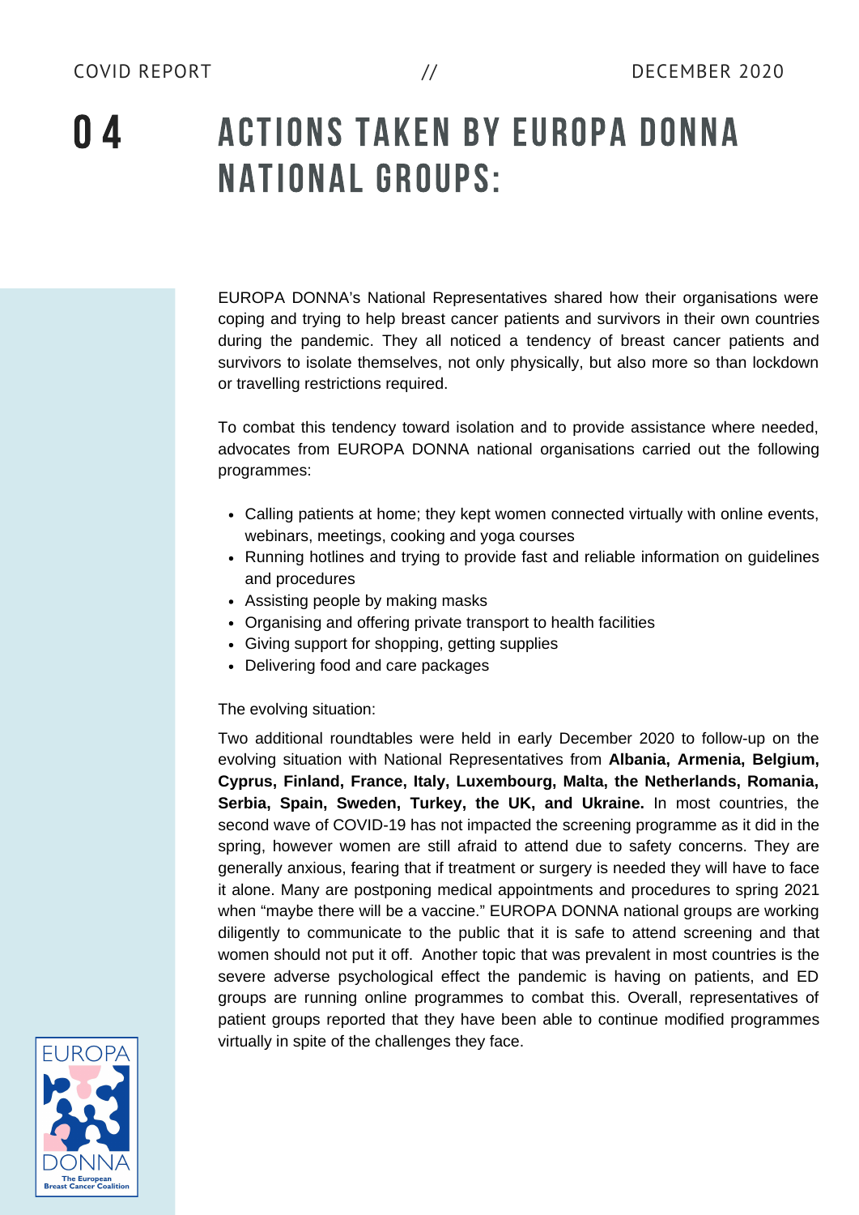# 04 ACTIONS TAKEN BY EUROPA DONNA NATIONAL GROUPS:

EUROPA DONNA's National Representatives shared how their organisations were coping and trying to help breast cancer patients and survivors in their own countries during the pandemic. They all noticed a tendency of breast cancer patients and survivors to isolate themselves, not only physically, but also more so than lockdown or travelling restrictions required.

To combat this tendency toward isolation and to provide assistance where needed, advocates from EUROPA DONNA national organisations carried out the following programmes:

- Calling patients at home; they kept women connected virtually with online events, webinars, meetings, cooking and yoga courses
- Running hotlines and trying to provide fast and reliable information on guidelines and procedures
- Assisting people by making masks
- Organising and offering private transport to health facilities
- Giving support for shopping, getting supplies
- Delivering food and care packages

The evolving situation:

Two additional roundtables were held in early December 2020 to follow-up on the evolving situation with National Representatives from **Albania, Armenia, Belgium, Cyprus, Finland, France, Italy, Luxembourg, Malta, the Netherlands, Romania, Serbia, Spain, Sweden, Turkey, the UK, and Ukraine.** In most countries, the second wave of COVID-19 has not impacted the screening programme as it did in the spring, however women are still afraid to attend due to safety concerns. They are generally anxious, fearing that if treatment or surgery is needed they will have to face it alone. Many are postponing medical appointments and procedures to spring 2021 when "maybe there will be a vaccine." EUROPA DONNA national groups are working diligently to communicate to the public that it is safe to attend screening and that women should not put it off. Another topic that was prevalent in most countries is the severe adverse psychological effect the pandemic is having on patients, and ED groups are running online programmes to combat this. Overall, representatives of patient groups reported that they have been able to continue modified programmes virtually in spite of the challenges they face.

EUROPA DONNA
The European Breast Cancer Coalition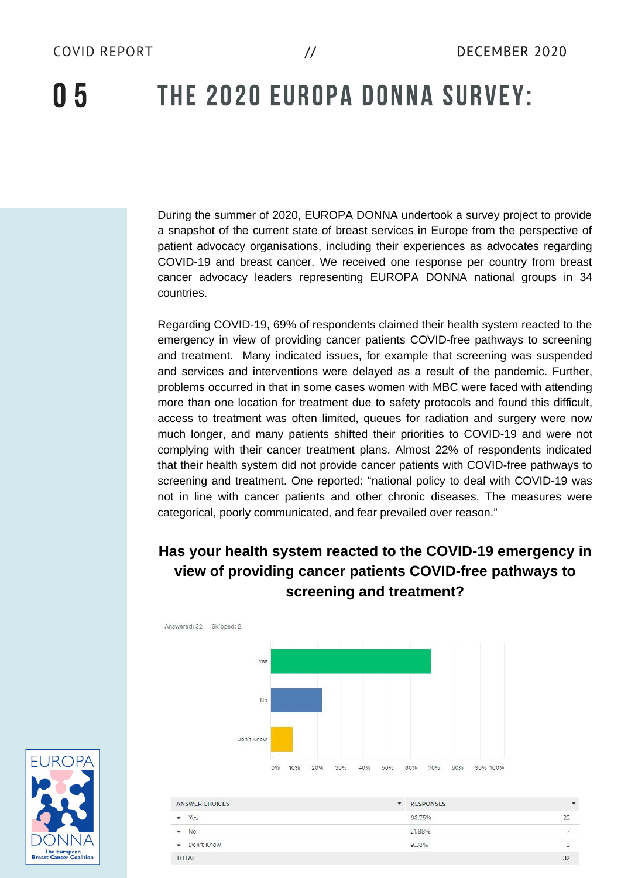# 05 THE 2020 EUROPA DONNA SURVEY:

During the summer of 2020, EUROPA DONNA undertook a survey project to provide a snapshot of the current state of breast services in Europe from the perspective of patient advocacy organisations, including their experiences as advocates regarding COVID-19 and breast cancer. We received one response per country from breast cancer advocacy leaders representing EUROPA DONNA national groups in 34 countries.

Regarding COVID-19, 69% of respondents claimed their health system reacted to the emergency in view of providing cancer patients COVID-free pathways to screening and treatment. Many indicated issues, for example that screening was suspended and services and interventions were delayed as a result of the pandemic. Further, problems occurred in that in some cases women with MBC were faced with attending more than one location for treatment due to safety protocols and found this difficult, access to treatment was often limited, queues for radiation and surgery were now much longer, and many patients shifted their priorities to COVID-19 and were not complying with their cancer treatment plans. Almost 22% of respondents indicated that their health system did not provide cancer patients with COVID-free pathways to screening and treatment. One reported: "national policy to deal with COVID-19 was not in line with cancer patients and other chronic diseases. The measures were categorical, poorly communicated, and fear prevailed over reason."

## Has your health system reacted to the COVID-19 emergency in view of providing cancer patients COVID-free pathways to screening and treatment?

Answered: 32 Skipped: 2

| ANSWER CHOICES | RESPONSES | |
|---|---|---|
| Yes | 68.75% | 22 |
| No | 21.88% | 7 |
| Don't Know | 9.38% | 3 |
| TOTAL | | 32 |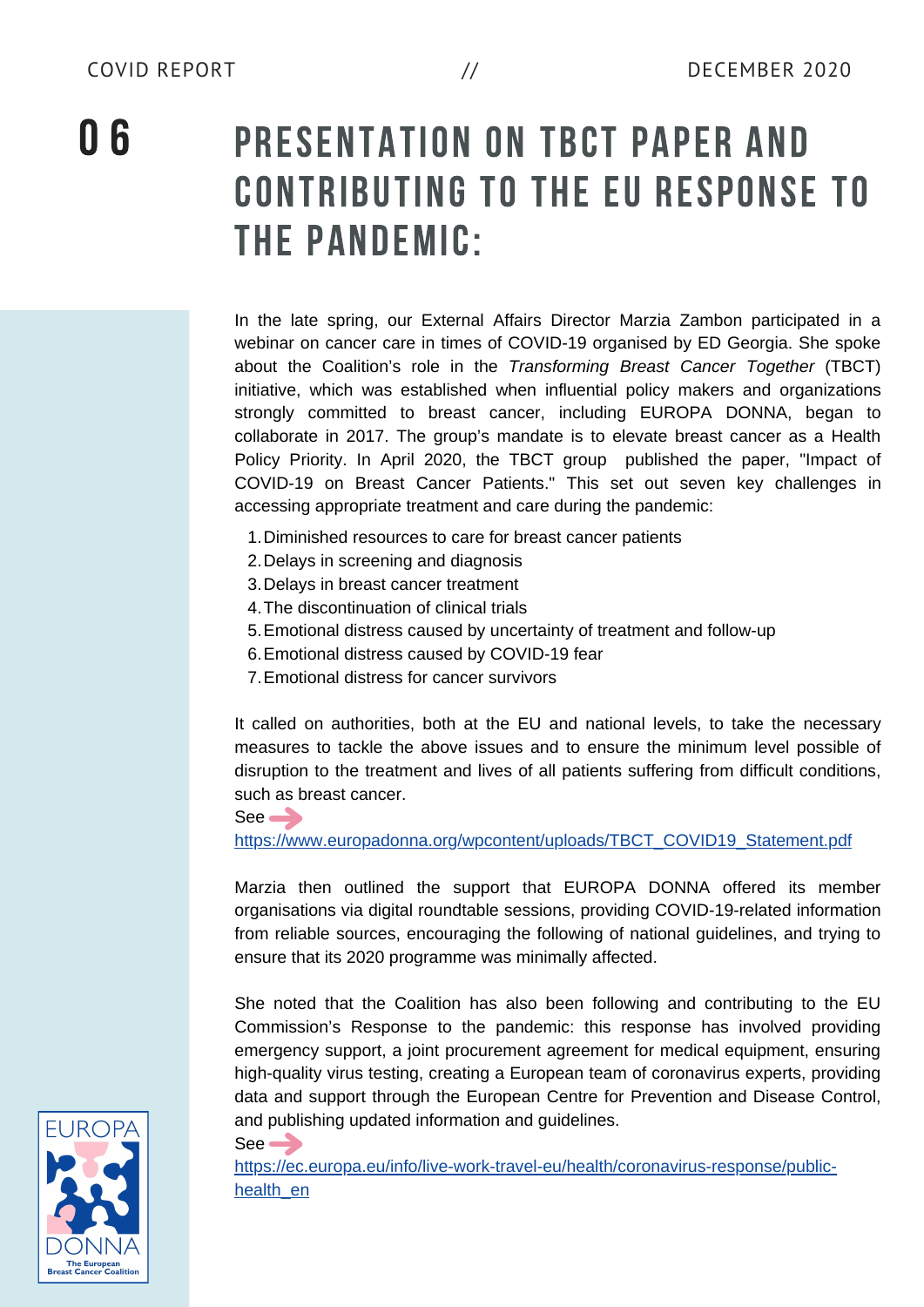# 06 PRESENTATION ON TBCT PAPER AND CONTRIBUTING TO THE EU RESPONSE TO THE PANDEMIC:

In the late spring, our External Affairs Director Marzia Zambon participated in a webinar on cancer care in times of COVID-19 organised by ED Georgia. She spoke about the Coalition's role in the *Transforming Breast Cancer Together* (TBCT) initiative, which was established when influential policy makers and organizations strongly committed to breast cancer, including EUROPA DONNA, began to collaborate in 2017. The group's mandate is to elevate breast cancer as a Health Policy Priority. In April 2020, the TBCT group published the paper, "Impact of COVID-19 on Breast Cancer Patients." This set out seven key challenges in accessing appropriate treatment and care during the pandemic:

1. Diminished resources to care for breast cancer patients
2. Delays in screening and diagnosis
3. Delays in breast cancer treatment
4. The discontinuation of clinical trials
5. Emotional distress caused by uncertainty of treatment and follow-up
6. Emotional distress caused by COVID-19 fear
7. Emotional distress for cancer survivors

It called on authorities, both at the EU and national levels, to take the necessary measures to tackle the above issues and to ensure the minimum level possible of disruption to the treatment and lives of all patients suffering from difficult conditions, such as breast cancer.

See ➔ https://www.europadonna.org/wpcontent/uploads/TBCT_COVID19_Statement.pdf

Marzia then outlined the support that EUROPA DONNA offered its member organisations via digital roundtable sessions, providing COVID-19-related information from reliable sources, encouraging the following of national guidelines, and trying to ensure that its 2020 programme was minimally affected.

She noted that the Coalition has also been following and contributing to the EU Commission's Response to the pandemic: this response has involved providing emergency support, a joint procurement agreement for medical equipment, ensuring high-quality virus testing, creating a European team of coronavirus experts, providing data and support through the European Centre for Prevention and Disease Control, and publishing updated information and guidelines.

See ➔ https://ec.europa.eu/info/live-work-travel-eu/health/coronavirus-response/public-health_en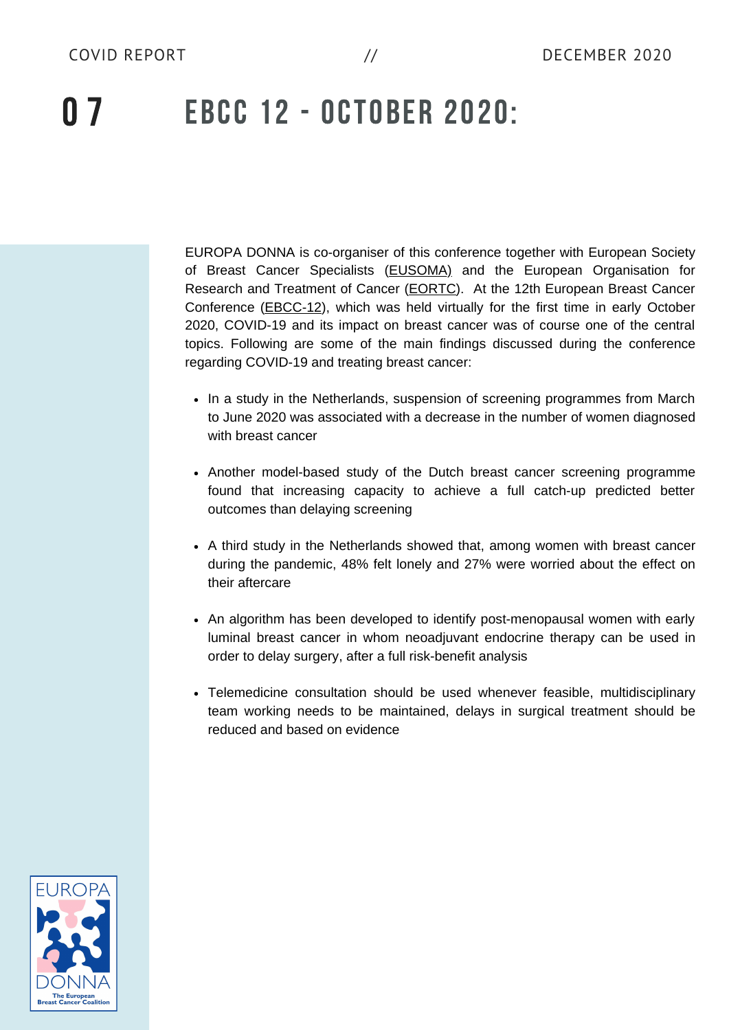# 07 EBCC 12 - OCTOBER 2020:

EUROPA DONNA is co-organiser of this conference together with European Society of Breast Cancer Specialists (EUSOMA) and the European Organisation for Research and Treatment of Cancer (EORTC). At the 12th European Breast Cancer Conference (EBCC-12), which was held virtually for the first time in early October 2020, COVID-19 and its impact on breast cancer was of course one of the central topics. Following are some of the main findings discussed during the conference regarding COVID-19 and treating breast cancer:

- In a study in the Netherlands, suspension of screening programmes from March to June 2020 was associated with a decrease in the number of women diagnosed with breast cancer
- Another model-based study of the Dutch breast cancer screening programme found that increasing capacity to achieve a full catch-up predicted better outcomes than delaying screening
- A third study in the Netherlands showed that, among women with breast cancer during the pandemic, 48% felt lonely and 27% were worried about the effect on their aftercare
- An algorithm has been developed to identify post-menopausal women with early luminal breast cancer in whom neoadjuvant endocrine therapy can be used in order to delay surgery, after a full risk-benefit analysis
- Telemedicine consultation should be used whenever feasible, multidisciplinary team working needs to be maintained, delays in surgical treatment should be reduced and based on evidence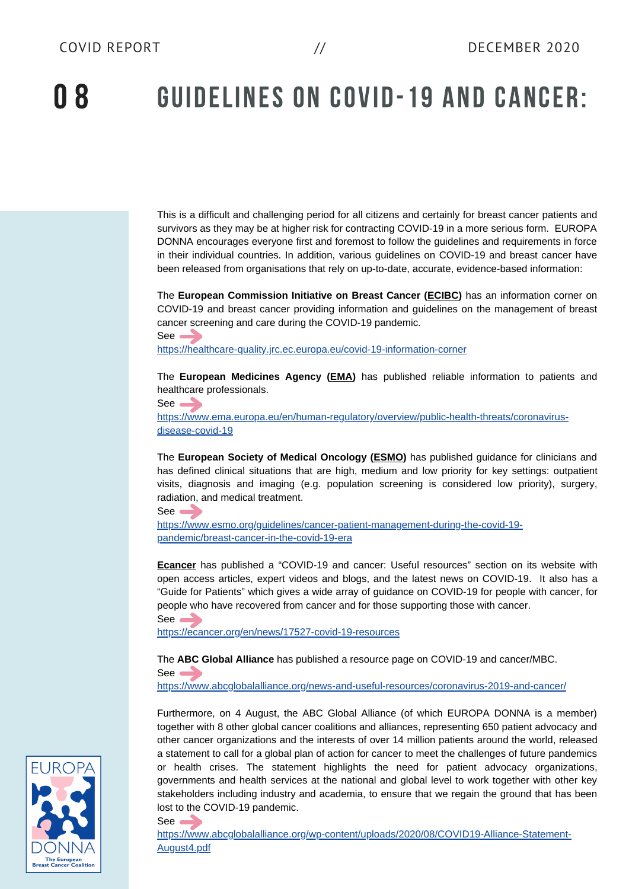# 08 GUIDELINES ON COVID-19 AND CANCER:

This is a difficult and challenging period for all citizens and certainly for breast cancer patients and survivors as they may be at higher risk for contracting COVID-19 in a more serious form. EUROPA DONNA encourages everyone first and foremost to follow the guidelines and requirements in force in their individual countries. In addition, various guidelines on COVID-19 and breast cancer have been released from organisations that rely on up-to-date, accurate, evidence-based information:

The **European Commission Initiative on Breast Cancer (ECIBC)** has an information corner on COVID-19 and breast cancer providing information and guidelines on the management of breast cancer screening and care during the COVID-19 pandemic.

See → https://healthcare-quality.jrc.ec.europa.eu/covid-19-information-corner

The **European Medicines Agency (EMA)** has published reliable information to patients and healthcare professionals.

See → https://www.ema.europa.eu/en/human-regulatory/overview/public-health-threats/coronavirus-disease-covid-19

The **European Society of Medical Oncology (ESMO)** has published guidance for clinicians and has defined clinical situations that are high, medium and low priority for key settings: outpatient visits, diagnosis and imaging (e.g. population screening is considered low priority), surgery, radiation, and medical treatment.

See → https://www.esmo.org/guidelines/cancer-patient-management-during-the-covid-19-pandemic/breast-cancer-in-the-covid-19-era

**Ecancer** has published a "COVID-19 and cancer: Useful resources" section on its website with open access articles, expert videos and blogs, and the latest news on COVID-19. It also has a "Guide for Patients" which gives a wide array of guidance on COVID-19 for people with cancer, for people who have recovered from cancer and for those supporting those with cancer.

See → https://ecancer.org/en/news/17527-covid-19-resources

The **ABC Global Alliance** has published a resource page on COVID-19 and cancer/MBC.

See → https://www.abcglobalalliance.org/news-and-useful-resources/coronavirus-2019-and-cancer/

Furthermore, on 4 August, the ABC Global Alliance (of which EUROPA DONNA is a member) together with 8 other global cancer coalitions and alliances, representing 650 patient advocacy and other cancer organizations and the interests of over 14 million patients around the world, released a statement to call for a global plan of action for cancer to meet the challenges of future pandemics or health crises. The statement highlights the need for patient advocacy organizations, governments and health services at the national and global level to work together with other key stakeholders including industry and academia, to ensure that we regain the ground that has been lost to the COVID-19 pandemic.

See → https://www.abcglobalalliance.org/wp-content/uploads/2020/08/COVID19-Alliance-Statement-August4.pdf

EUROPA DONNA
The European Breast Cancer Coalition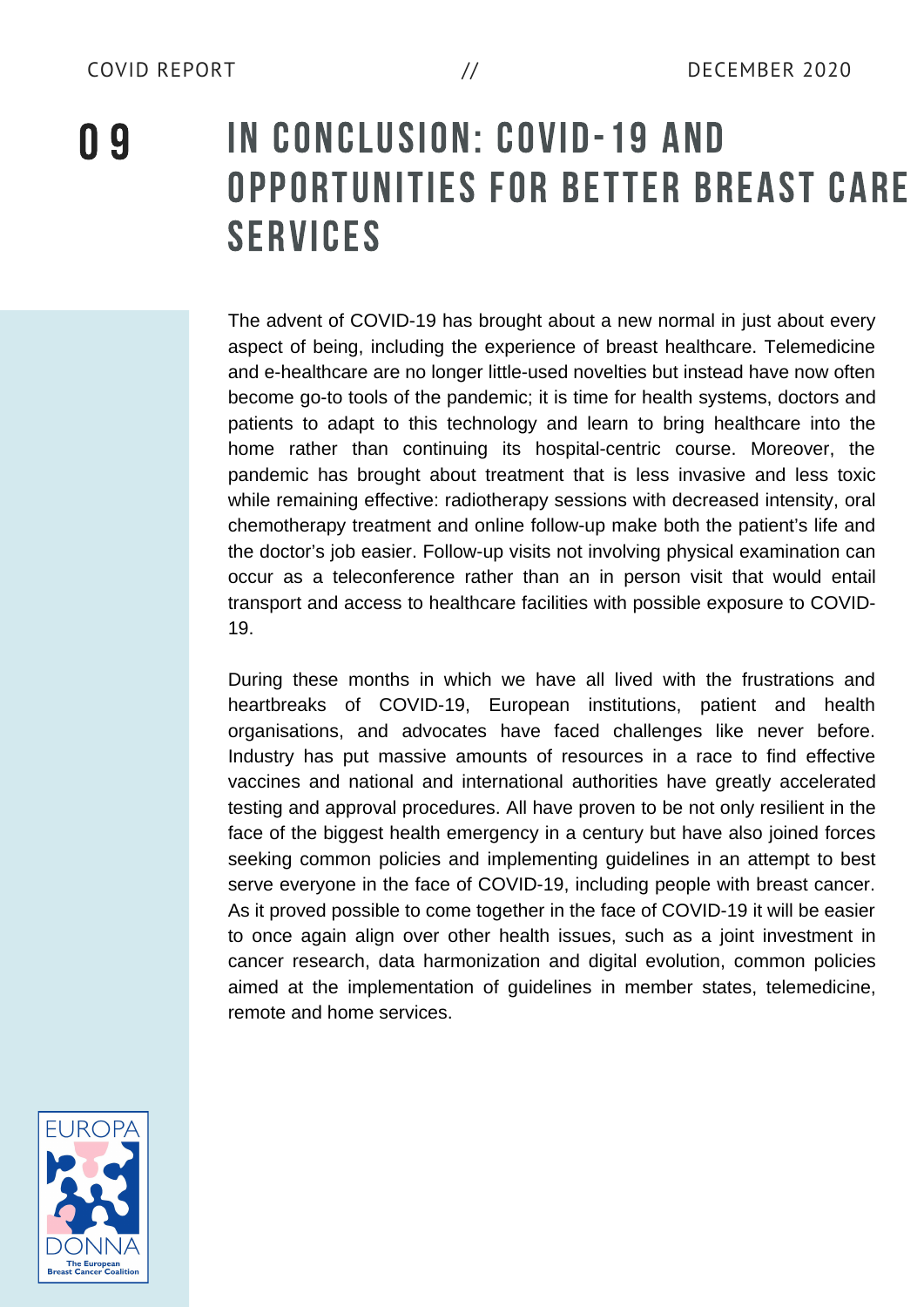# 09 IN CONCLUSION: COVID-19 AND OPPORTUNITIES FOR BETTER BREAST CARE SERVICES

The advent of COVID-19 has brought about a new normal in just about every aspect of being, including the experience of breast healthcare. Telemedicine and e-healthcare are no longer little-used novelties but instead have now often become go-to tools of the pandemic; it is time for health systems, doctors and patients to adapt to this technology and learn to bring healthcare into the home rather than continuing its hospital-centric course. Moreover, the pandemic has brought about treatment that is less invasive and less toxic while remaining effective: radiotherapy sessions with decreased intensity, oral chemotherapy treatment and online follow-up make both the patient's life and the doctor's job easier. Follow-up visits not involving physical examination can occur as a teleconference rather than an in person visit that would entail transport and access to healthcare facilities with possible exposure to COVID-19.

During these months in which we have all lived with the frustrations and heartbreaks of COVID-19, European institutions, patient and health organisations, and advocates have faced challenges like never before. Industry has put massive amounts of resources in a race to find effective vaccines and national and international authorities have greatly accelerated testing and approval procedures. All have proven to be not only resilient in the face of the biggest health emergency in a century but have also joined forces seeking common policies and implementing guidelines in an attempt to best serve everyone in the face of COVID-19, including people with breast cancer. As it proved possible to come together in the face of COVID-19 it will be easier to once again align over other health issues, such as a joint investment in cancer research, data harmonization and digital evolution, common policies aimed at the implementation of guidelines in member states, telemedicine, remote and home services.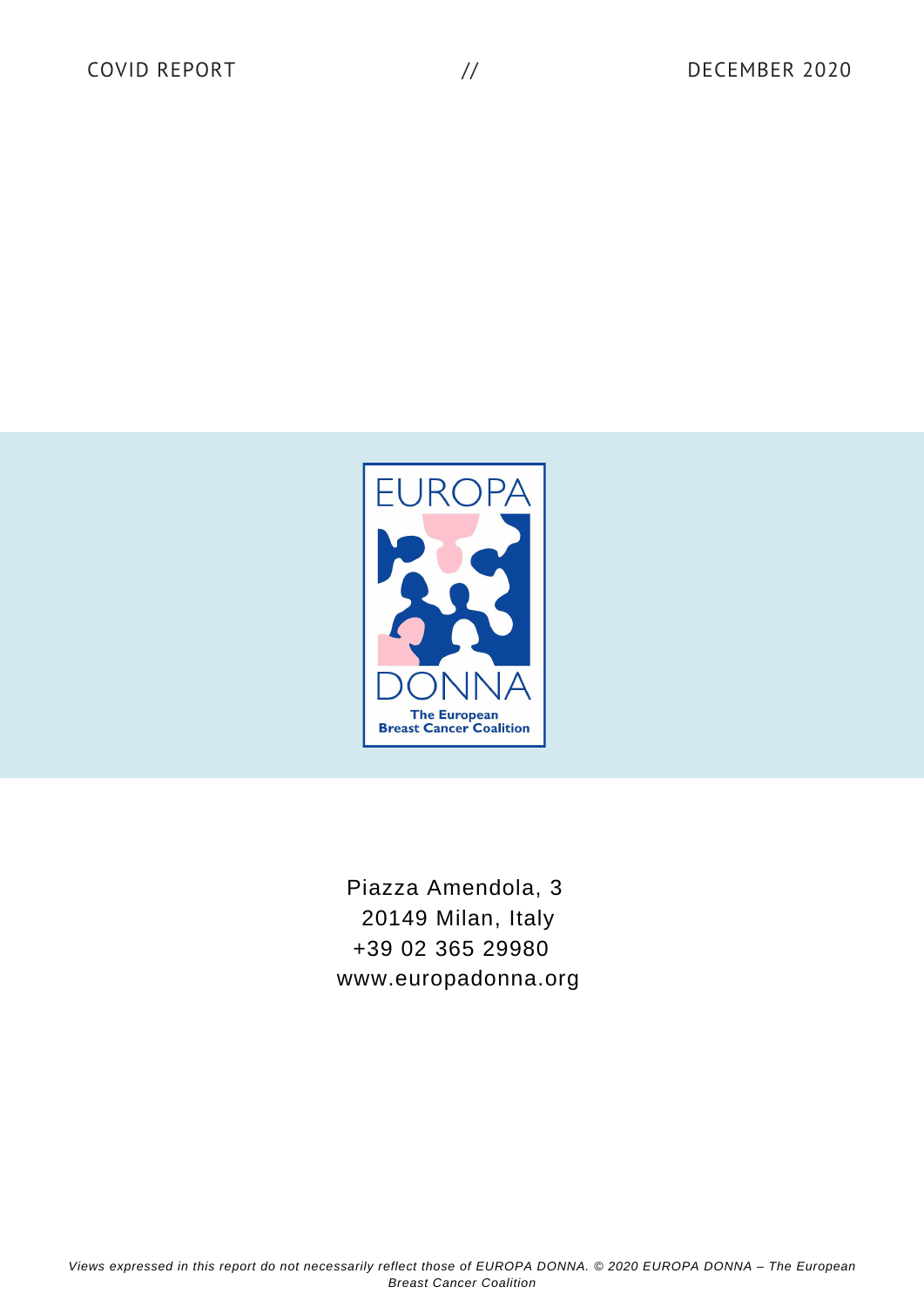EUROPA DONNA

The European Breast Cancer Coalition

Piazza Amendola, 3
20149 Milan, Italy
+39 02 365 29980
www.europadonna.org

*Views expressed in this report do not necessarily reflect those of EUROPA DONNA. © 2020 EUROPA DONNA – The European Breast Cancer Coalition*